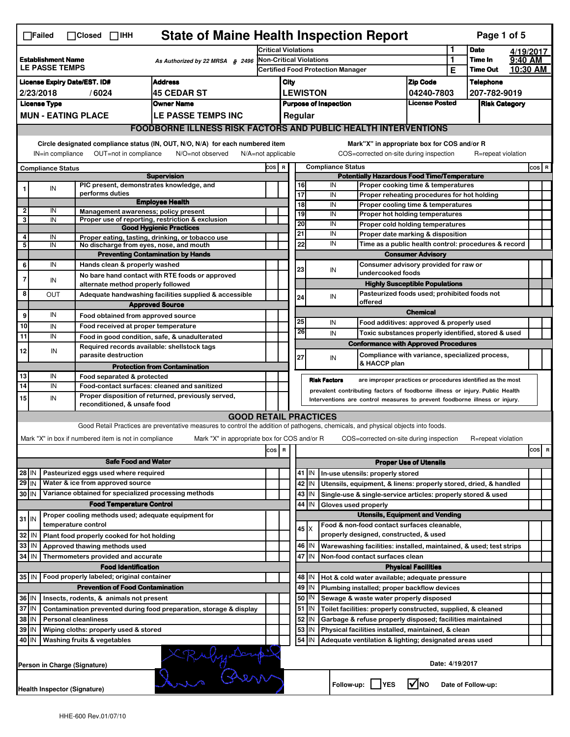☐Failed ☐Closed ☐IHH

# State of Maine Health Inspection Report

| | | | | | |
|---|---|---|---|---|---|
| **Establishment Name** LE PASSE TEMPS | As Authorized by 22 MRSA § 2496 | Critical Violations | 1 | **Date** | 4/19/2017 |
| | | Non-Critical Violations | 1 | **Time In** | 9:40 AM |
| | | Certified Food Protection Manager | E | **Time Out** | 10:30 AM |

| License Expiry Date/EST. ID# | Address | City | Zip Code | Telephone |
|---|---|---|---|---|
| 2/23/2018 / 6024 | 45 CEDAR ST | LEWISTON | 04240-7803 | 207-782-9019 |

| License Type | Owner Name | Purpose of Inspection | License Posted | Risk Category |
|---|---|---|---|---|
| MUN - EATING PLACE | LE PASSE TEMPS INC | Regular | | |

## FOODBORNE ILLNESS RISK FACTORS AND PUBLIC HEALTH INTERVENTIONS

Circle designated compliance status (IN, OUT, N/O, N/A) for each numbered item — IN=in compliance, OUT=not in compliance, N/O=not observed, N/A=not applicable

Mark "X" in appropriate box for COS and/or R — COS=corrected on-site during inspection, R=repeat violation

| # | Compliance Status | Item | COS | R |
|---|---|---|---|---|
| | | **Supervision** | | |
| 1 | IN | PIC present, demonstrates knowledge, and performs duties | | |
| | | **Employee Health** | | |
| 2 | IN | Management awareness; policy present | | |
| 3 | IN | Proper use of reporting, restriction & exclusion | | |
| | | **Good Hygienic Practices** | | |
| 4 | IN | Proper eating, tasting, drinking, or tobacco use | | |
| 5 | IN | No discharge from eyes, nose, and mouth | | |
| | | **Preventing Contamination by Hands** | | |
| 6 | IN | Hands clean & properly washed | | |
| 7 | IN | No bare hand contact with RTE foods or approved alternate method properly followed | | |
| 8 | OUT | Adequate handwashing facilities supplied & accessible | | |
| | | **Approved Source** | | |
| 9 | IN | Food obtained from approved source | | |
| 10 | IN | Food received at proper temperature | | |
| 11 | IN | Food in good condition, safe, & unadulterated | | |
| 12 | IN | Required records available: shellstock tags parasite destruction | | |
| | | **Protection from Contamination** | | |
| 13 | IN | Food separated & protected | | |
| 14 | IN | Food-contact surfaces: cleaned and sanitized | | |
| 15 | IN | Proper disposition of returned, previously served, reconditioned, & unsafe food | | |
| | | **Potentially Hazardous Food Time/Temperature** | | |
| 16 | IN | Proper cooking time & temperatures | | |
| 17 | IN | Proper reheating procedures for hot holding | | |
| 18 | IN | Proper cooling time & temperatures | | |
| 19 | IN | Proper hot holding temperatures | | |
| 20 | IN | Proper cold holding temperatures | | |
| 21 | IN | Proper date marking & disposition | | |
| 22 | IN | Time as a public health control: procedures & record | | |
| | | **Consumer Advisory** | | |
| 23 | IN | Consumer advisory provided for raw or undercooked foods | | |
| | | **Highly Susceptible Populations** | | |
| 24 | IN | Pasteurized foods used; prohibited foods not offered | | |
| | | **Chemical** | | |
| 25 | IN | Food additives: approved & properly used | | |
| 26 | IN | Toxic substances properly identified, stored & used | | |
| | | **Conformance with Approved Procedures** | | |
| 27 | IN | Compliance with variance, specialized process, & HACCP plan | | |

**Risk Factors** are improper practices or procedures identified as the most prevalent contributing factors of foodborne illness or injury. Public Health Interventions are control measures to prevent foodborne illness or injury.

## GOOD RETAIL PRACTICES

Good Retail Practices are preventative measures to control the addition of pathogens, chemicals, and physical objects into foods.

Mark "X" in box if numbered item is not in compliance — Mark "X" in appropriate box for COS and/or R — COS=corrected on-site during inspection — R=repeat violation

| # | Status | Item | COS | R |
|---|---|---|---|---|
| | | **Safe Food and Water** | | |
| 28 | IN | Pasteurized eggs used where required | | |
| 29 | IN | Water & ice from approved source | | |
| 30 | IN | Variance obtained for specialized processing methods | | |
| | | **Food Temperature Control** | | |
| 31 | IN | Proper cooling methods used; adequate equipment for temperature control | | |
| 32 | IN | Plant food properly cooked for hot holding | | |
| 33 | IN | Approved thawing methods used | | |
| 34 | IN | Thermometers provided and accurate | | |
| | | **Food Identification** | | |
| 35 | IN | Food properly labeled; original container | | |
| | | **Prevention of Food Contamination** | | |
| 36 | IN | Insects, rodents, & animals not present | | |
| 37 | IN | Contamination prevented during food preparation, storage & display | | |
| 38 | IN | Personal cleanliness | | |
| 39 | IN | Wiping cloths: properly used & stored | | |
| 40 | IN | Washing fruits & vegetables | | |
| | | **Proper Use of Utensils** | | |
| 41 | IN | In-use utensils: properly stored | | |
| 42 | IN | Utensils, equipment, & linens: properly stored, dried, & handled | | |
| 43 | IN | Single-use & single-service articles: properly stored & used | | |
| 44 | IN | Gloves used properly | | |
| | | **Utensils, Equipment and Vending** | | |
| 45 | X | Food & non-food contact surfaces cleanable, properly designed, constructed, & used | | |
| 46 | IN | Warewashing facilities: installed, maintained, & used; test strips | | |
| 47 | IN | Non-food contact surfaces clean | | |
| | | **Physical Facilities** | | |
| 48 | IN | Hot & cold water available; adequate pressure | | |
| 49 | IN | Plumbing installed; proper backflow devices | | |
| 50 | IN | Sewage & waste water properly disposed | | |
| 51 | IN | Toilet facilities: properly constructed, supplied, & cleaned | | |
| 52 | IN | Garbage & refuse properly disposed; facilities maintained | | |
| 53 | IN | Physical facilities installed, maintained, & clean | | |
| 54 | IN | Adequate ventilation & lighting; designated areas used | | |

Person in Charge (Signature) — Date: 4/19/2017

Health Inspector (Signature) — Follow-up: ☐YES ☑NO — Date of Follow-up:

HHE-600 Rev.01/07/10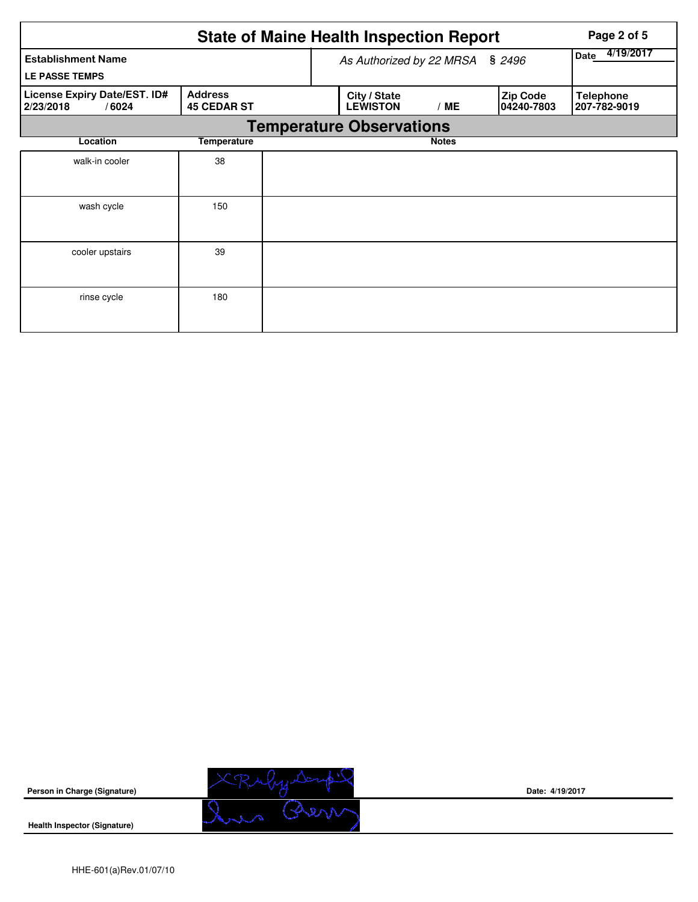# State of Maine Health Inspection Report

| Establishment Name | As Authorized by 22 MRSA § 2496 | | | Date 4/19/2017 |
|---|---|---|---|---|
| LE PASSE TEMPS | | | | |
| **License Expiry Date/EST. ID#** 2/23/2018 / 6024 | **Address** 45 CEDAR ST | **City / State** LEWISTON / ME | **Zip Code** 04240-7803 | **Telephone** 207-782-9019 |

## Temperature Observations

| Location | Temperature | Notes |
|---|---|---|
| walk-in cooler | 38 | |
| wash cycle | 150 | |
| cooler upstairs | 39 | |
| rinse cycle | 180 | |

**Person in Charge (Signature)** — Date: 4/19/2017

**Health Inspector (Signature)**

HHE-601(a)Rev.01/07/10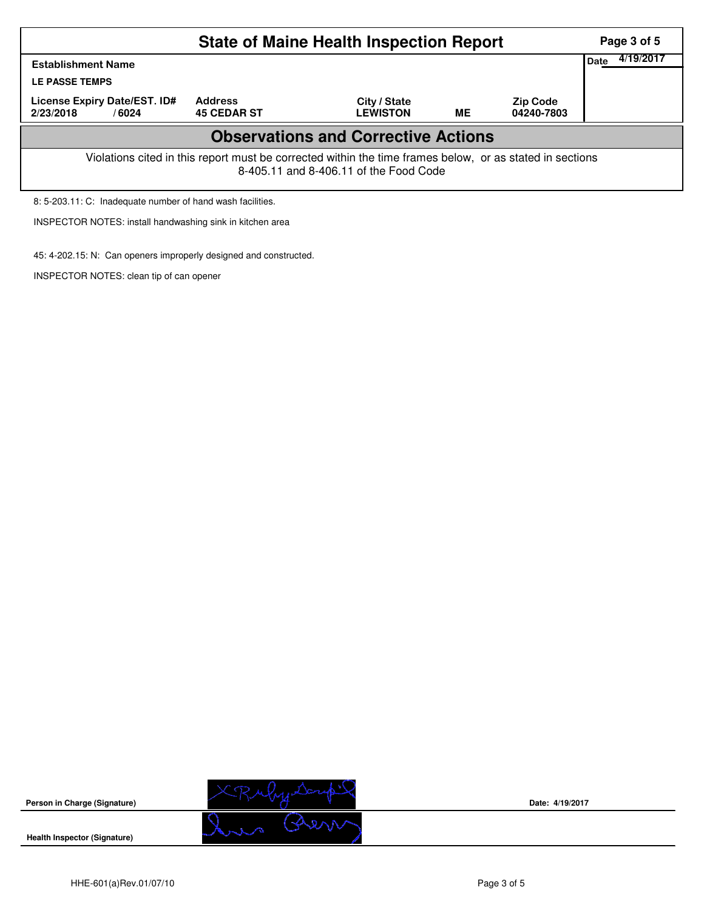# State of Maine Health Inspection Report

| Establishment Name | | | | | Date 4/19/2017 |
|---|---|---|---|---|---|
| LE PASSE TEMPS | | | | | |
| License Expiry Date/EST. ID# | Address | City / State | | Zip Code | |
| 2/23/2018 / 6024 | 45 CEDAR ST | LEWISTON | ME | 04240-7803 | |

## Observations and Corrective Actions

Violations cited in this report must be corrected within the time frames below, or as stated in sections 8-405.11 and 8-406.11 of the Food Code

8: 5-203.11: C: Inadequate number of hand wash facilities.

INSPECTOR NOTES: install handwashing sink in kitchen area

45: 4-202.15: N: Can openers improperly designed and constructed.

INSPECTOR NOTES: clean tip of can opener

**Person in Charge (Signature)** — Date: 4/19/2017

**Health Inspector (Signature)**

HHE-601(a)Rev.01/07/10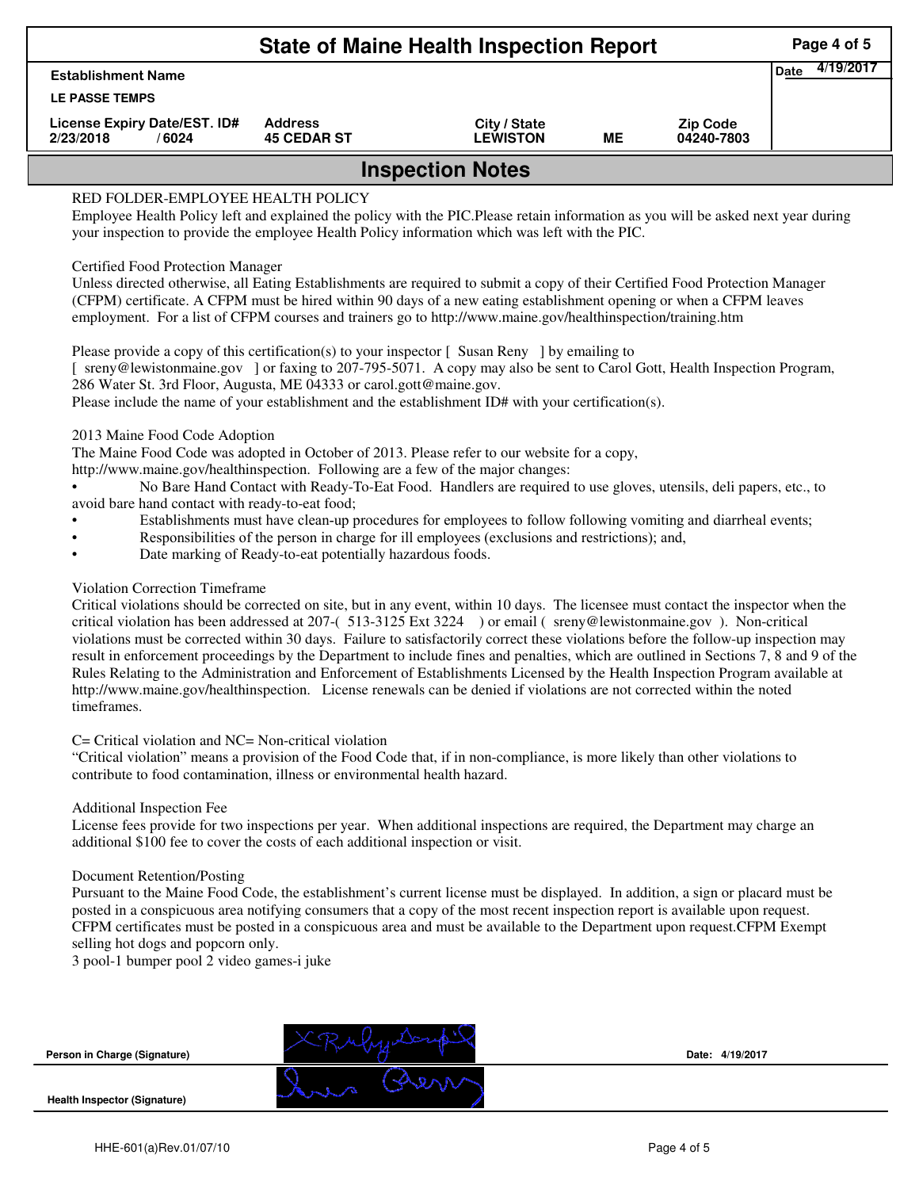# State of Maine Health Inspection Report

| Establishment Name | | | | | Date 4/19/2017 |
|---|---|---|---|---|---|
| LE PASSE TEMPS | | | | | |
| License Expiry Date/EST. ID# | Address | City / State | | Zip Code | |
| 2/23/2018 / 6024 | 45 CEDAR ST | LEWISTON | ME | 04240-7803 | |

## Inspection Notes

RED FOLDER-EMPLOYEE HEALTH POLICY
Employee Health Policy left and explained the policy with the PIC.Please retain information as you will be asked next year during your inspection to provide the employee Health Policy information which was left with the PIC.

Certified Food Protection Manager
Unless directed otherwise, all Eating Establishments are required to submit a copy of their Certified Food Protection Manager (CFPM) certificate. A CFPM must be hired within 90 days of a new eating establishment opening or when a CFPM leaves employment. For a list of CFPM courses and trainers go to http://www.maine.gov/healthinspection/training.htm

Please provide a copy of this certification(s) to your inspector [ Susan Reny ] by emailing to
[ sreny@lewistonmaine.gov ] or faxing to 207-795-5071. A copy may also be sent to Carol Gott, Health Inspection Program, 286 Water St. 3rd Floor, Augusta, ME 04333 or carol.gott@maine.gov.
Please include the name of your establishment and the establishment ID# with your certification(s).

2013 Maine Food Code Adoption
The Maine Food Code was adopted in October of 2013. Please refer to our website for a copy,
http://www.maine.gov/healthinspection. Following are a few of the major changes:

- No Bare Hand Contact with Ready-To-Eat Food. Handlers are required to use gloves, utensils, deli papers, etc., to avoid bare hand contact with ready-to-eat food;
- Establishments must have clean-up procedures for employees to follow following vomiting and diarrheal events;
- Responsibilities of the person in charge for ill employees (exclusions and restrictions); and,
- Date marking of Ready-to-eat potentially hazardous foods.

Violation Correction Timeframe
Critical violations should be corrected on site, but in any event, within 10 days. The licensee must contact the inspector when the critical violation has been addressed at 207-( 513-3125 Ext 3224 ) or email ( sreny@lewistonmaine.gov ). Non-critical violations must be corrected within 30 days. Failure to satisfactorily correct these violations before the follow-up inspection may result in enforcement proceedings by the Department to include fines and penalties, which are outlined in Sections 7, 8 and 9 of the Rules Relating to the Administration and Enforcement of Establishments Licensed by the Health Inspection Program available at http://www.maine.gov/healthinspection. License renewals can be denied if violations are not corrected within the noted timeframes.

C= Critical violation and NC= Non-critical violation
"Critical violation" means a provision of the Food Code that, if in non-compliance, is more likely than other violations to contribute to food contamination, illness or environmental health hazard.

Additional Inspection Fee
License fees provide for two inspections per year. When additional inspections are required, the Department may charge an additional $100 fee to cover the costs of each additional inspection or visit.

Document Retention/Posting
Pursuant to the Maine Food Code, the establishment's current license must be displayed. In addition, a sign or placard must be posted in a conspicuous area notifying consumers that a copy of the most recent inspection report is available upon request. CFPM certificates must be posted in a conspicuous area and must be available to the Department upon request.CFPM Exempt selling hot dogs and popcorn only.
3 pool-1 bumper pool 2 video games-i juke

Person in Charge (Signature): [signature] Date: 4/19/2017

Health Inspector (Signature): [signature]

HHE-601(a)Rev.01/07/10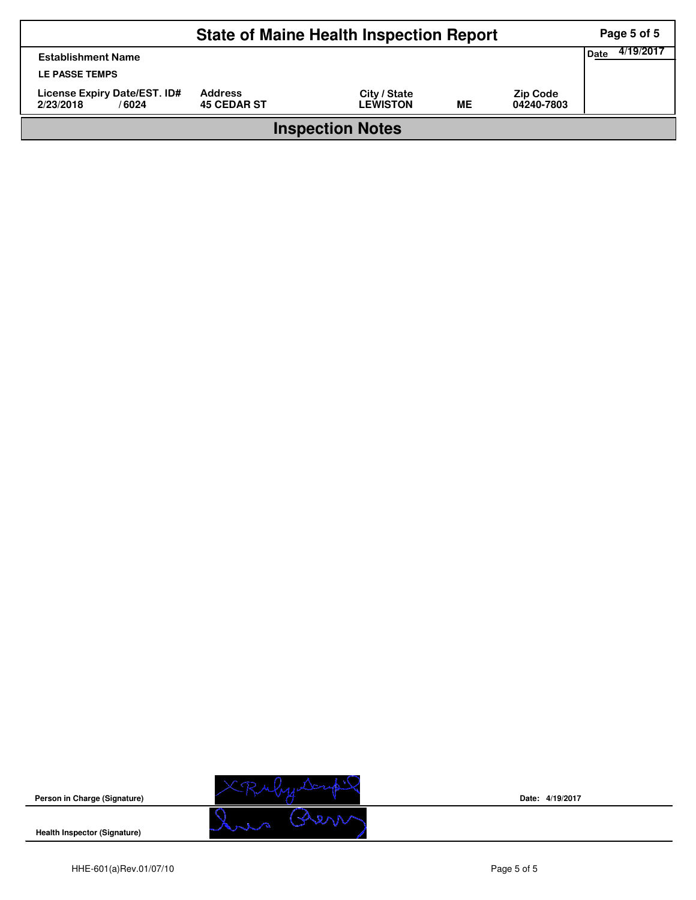# State of Maine Health Inspection Report

| Establishment Name | | | | | Date 4/19/2017 |
|---|---|---|---|---|---|
| LE PASSE TEMPS | | | | | |
| License Expiry Date/EST. ID# | Address | City / State | | Zip Code | |
| 2/23/2018 / 6024 | 45 CEDAR ST | LEWISTON | ME | 04240-7803 | |

## Inspection Notes

Person in Charge (Signature)

Date: 4/19/2017

Health Inspector (Signature)

HHE-601(a)Rev.01/07/10